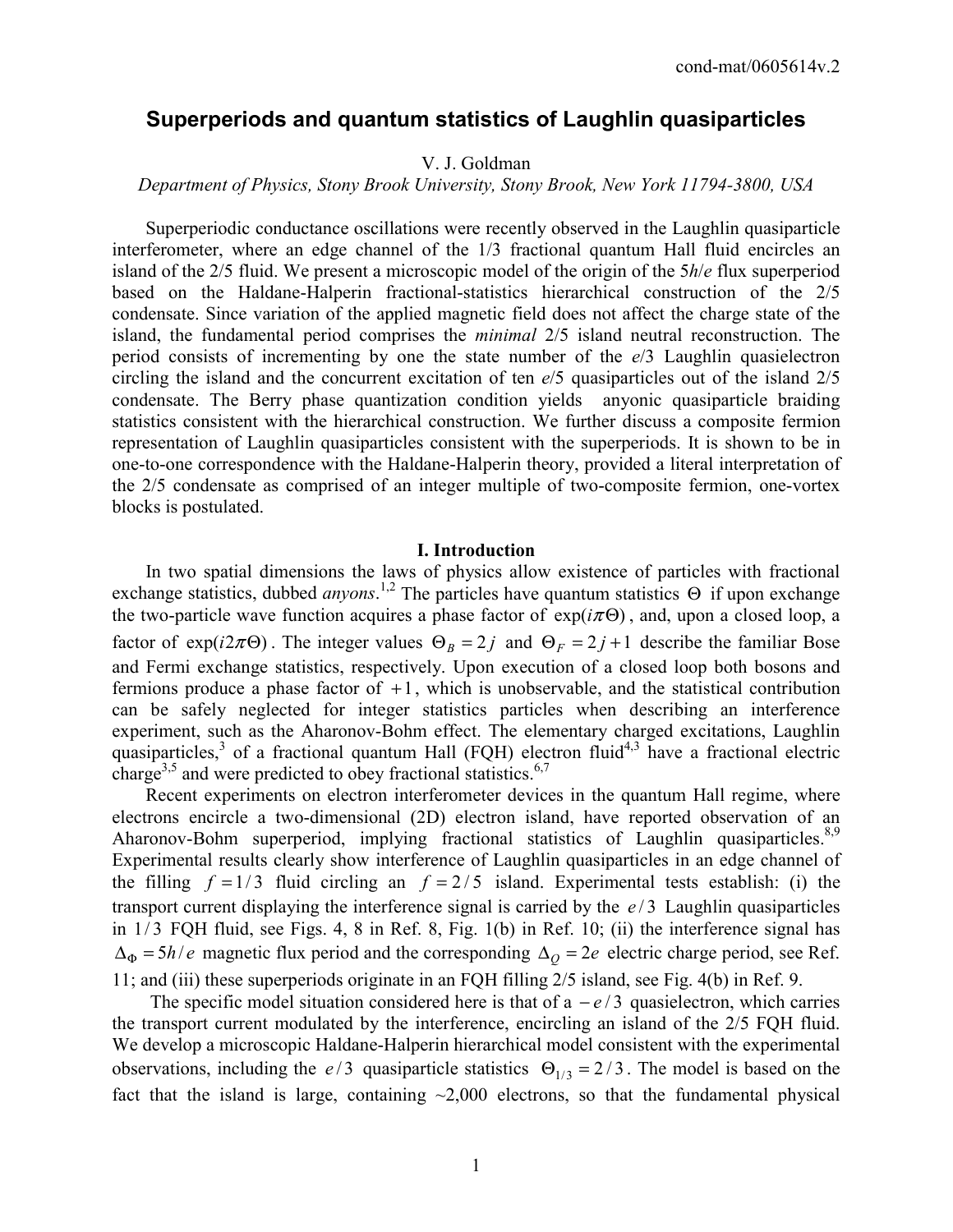cond-mat/0605614v.2

# Superperiods and quantum statistics of Laughlin quasiparticles

V. J. Goldman

*Department of Physics, Stony Brook University, Stony Brook, New York 11794-3800, USA*

Superperiodic conductance oscillations were recently observed in the Laughlin quasiparticle interferometer, where an edge channel of the 1/3 fractional quantum Hall fluid encircles an island of the 2/5 fluid. We present a microscopic model of the origin of the 5*h*/*e* flux superperiod based on the Haldane-Halperin fractional-statistics hierarchical construction of the 2/5 condensate. Since variation of the applied magnetic field does not affect the charge state of the island, the fundamental period comprises the *minimal* 2/5 island neutral reconstruction. The period consists of incrementing by one the state number of the *e*/3 Laughlin quasielectron circling the island and the concurrent excitation of ten *e*/5 quasiparticles out of the island 2/5 condensate. The Berry phase quantization condition yields anyonic quasiparticle braiding statistics consistent with the hierarchical construction. We further discuss a composite fermion representation of Laughlin quasiparticles consistent with the superperiods. It is shown to be in one-to-one correspondence with the Haldane-Halperin theory, provided a literal interpretation of the 2/5 condensate as comprised of an integer multiple of two-composite fermion, one-vortex blocks is postulated.

## I. Introduction

In two spatial dimensions the laws of physics allow existence of particles with fractional exchange statistics, dubbed *anyons*.[1,2] The particles have quantum statistics $\Theta$ if upon exchange the two-particle wave function acquires a phase factor of $\exp(i\pi\Theta)$, and, upon a closed loop, a factor of $\exp(i2\pi\Theta)$. The integer values $\Theta_B = 2j$ and $\Theta_F = 2j+1$ describe the familiar Bose and Fermi exchange statistics, respectively. Upon execution of a closed loop both bosons and fermions produce a phase factor of $+1$, which is unobservable, and the statistical contribution can be safely neglected for integer statistics particles when describing an interference experiment, such as the Aharonov-Bohm effect. The elementary charged excitations, Laughlin quasiparticles,[3] of a fractional quantum Hall (FQH) electron fluid[4,3] have a fractional electric charge[3,5] and were predicted to obey fractional statistics.[6,7]

Recent experiments on electron interferometer devices in the quantum Hall regime, where electrons encircle a two-dimensional (2D) electron island, have reported observation of an Aharonov-Bohm superperiod, implying fractional statistics of Laughlin quasiparticles.[8,9] Experimental results clearly show interference of Laughlin quasiparticles in an edge channel of the filling $f = 1/3$ fluid circling an $f = 2/5$ island. Experimental tests establish: (i) the transport current displaying the interference signal is carried by the $e/3$ Laughlin quasiparticles in $1/3$ FQH fluid, see Figs. 4, 8 in Ref. 8, Fig. 1(b) in Ref. 10; (ii) the interference signal has $\Delta_\Phi = 5h/e$ magnetic flux period and the corresponding $\Delta_Q = 2e$ electric charge period, see Ref. 11; and (iii) these superperiods originate in an FQH filling 2/5 island, see Fig. 4(b) in Ref. 9.

The specific model situation considered here is that of a $-e/3$ quasielectron, which carries the transport current modulated by the interference, encircling an island of the 2/5 FQH fluid. We develop a microscopic Haldane-Halperin hierarchical model consistent with the experimental observations, including the $e/3$ quasiparticle statistics $\Theta_{1/3} = 2/3$. The model is based on the fact that the island is large, containing ~2,000 electrons, so that the fundamental physical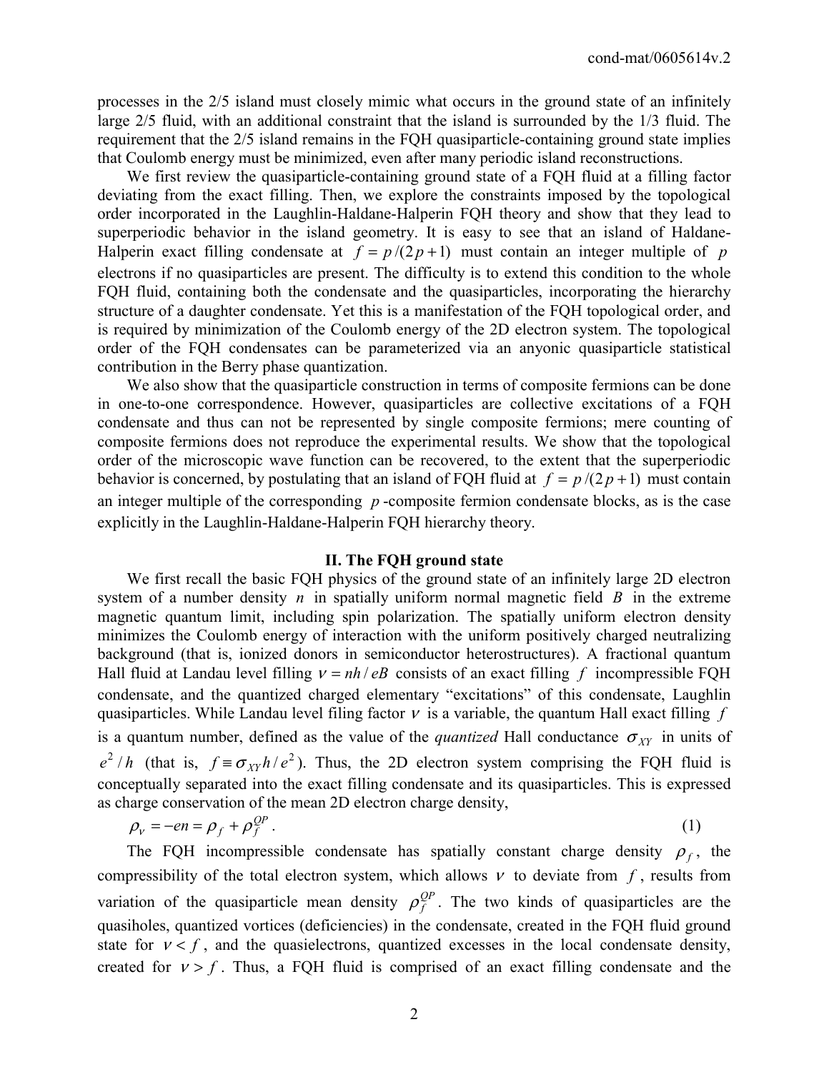processes in the 2/5 island must closely mimic what occurs in the ground state of an infinitely large 2/5 fluid, with an additional constraint that the island is surrounded by the 1/3 fluid. The requirement that the 2/5 island remains in the FQH quasiparticle-containing ground state implies that Coulomb energy must be minimized, even after many periodic island reconstructions.

We first review the quasiparticle-containing ground state of a FQH fluid at a filling factor deviating from the exact filling. Then, we explore the constraints imposed by the topological order incorporated in the Laughlin-Haldane-Halperin FQH theory and show that they lead to superperiodic behavior in the island geometry. It is easy to see that an island of Haldane-Halperin exact filling condensate at $f = p/(2p+1)$ must contain an integer multiple of $p$ electrons if no quasiparticles are present. The difficulty is to extend this condition to the whole FQH fluid, containing both the condensate and the quasiparticles, incorporating the hierarchy structure of a daughter condensate. Yet this is a manifestation of the FQH topological order, and is required by minimization of the Coulomb energy of the 2D electron system. The topological order of the FQH condensates can be parameterized via an anyonic quasiparticle statistical contribution in the Berry phase quantization.

We also show that the quasiparticle construction in terms of composite fermions can be done in one-to-one correspondence. However, quasiparticles are collective excitations of a FQH condensate and thus can not be represented by single composite fermions; mere counting of composite fermions does not reproduce the experimental results. We show that the topological order of the microscopic wave function can be recovered, to the extent that the superperiodic behavior is concerned, by postulating that an island of FQH fluid at $f = p/(2p+1)$ must contain an integer multiple of the corresponding $p$-composite fermion condensate blocks, as is the case explicitly in the Laughlin-Haldane-Halperin FQH hierarchy theory.

## II. The FQH ground state

We first recall the basic FQH physics of the ground state of an infinitely large 2D electron system of a number density $n$ in spatially uniform normal magnetic field $B$ in the extreme magnetic quantum limit, including spin polarization. The spatially uniform electron density minimizes the Coulomb energy of interaction with the uniform positively charged neutralizing background (that is, ionized donors in semiconductor heterostructures). A fractional quantum Hall fluid at Landau level filling $\nu = nh/eB$ consists of an exact filling $f$ incompressible FQH condensate, and the quantized charged elementary "excitations" of this condensate, Laughlin quasiparticles. While Landau level filing factor $\nu$ is a variable, the quantum Hall exact filling $f$ is a quantum number, defined as the value of the *quantized* Hall conductance $\sigma_{XY}$ in units of $e^2/h$ (that is, $f \equiv \sigma_{XY} h/e^2$). Thus, the 2D electron system comprising the FQH fluid is conceptually separated into the exact filling condensate and its quasiparticles. This is expressed as charge conservation of the mean 2D electron charge density,

$$\rho_\nu = -en = \rho_f + \rho_f^{QP} . \tag{1}$$

The FQH incompressible condensate has spatially constant charge density $\rho_f$, the compressibility of the total electron system, which allows $\nu$ to deviate from $f$, results from variation of the quasiparticle mean density $\rho_f^{QP}$. The two kinds of quasiparticles are the quasiholes, quantized vortices (deficiencies) in the condensate, created in the FQH fluid ground state for $\nu < f$, and the quasielectrons, quantized excesses in the local condensate density, created for $\nu > f$. Thus, a FQH fluid is comprised of an exact filling condensate and the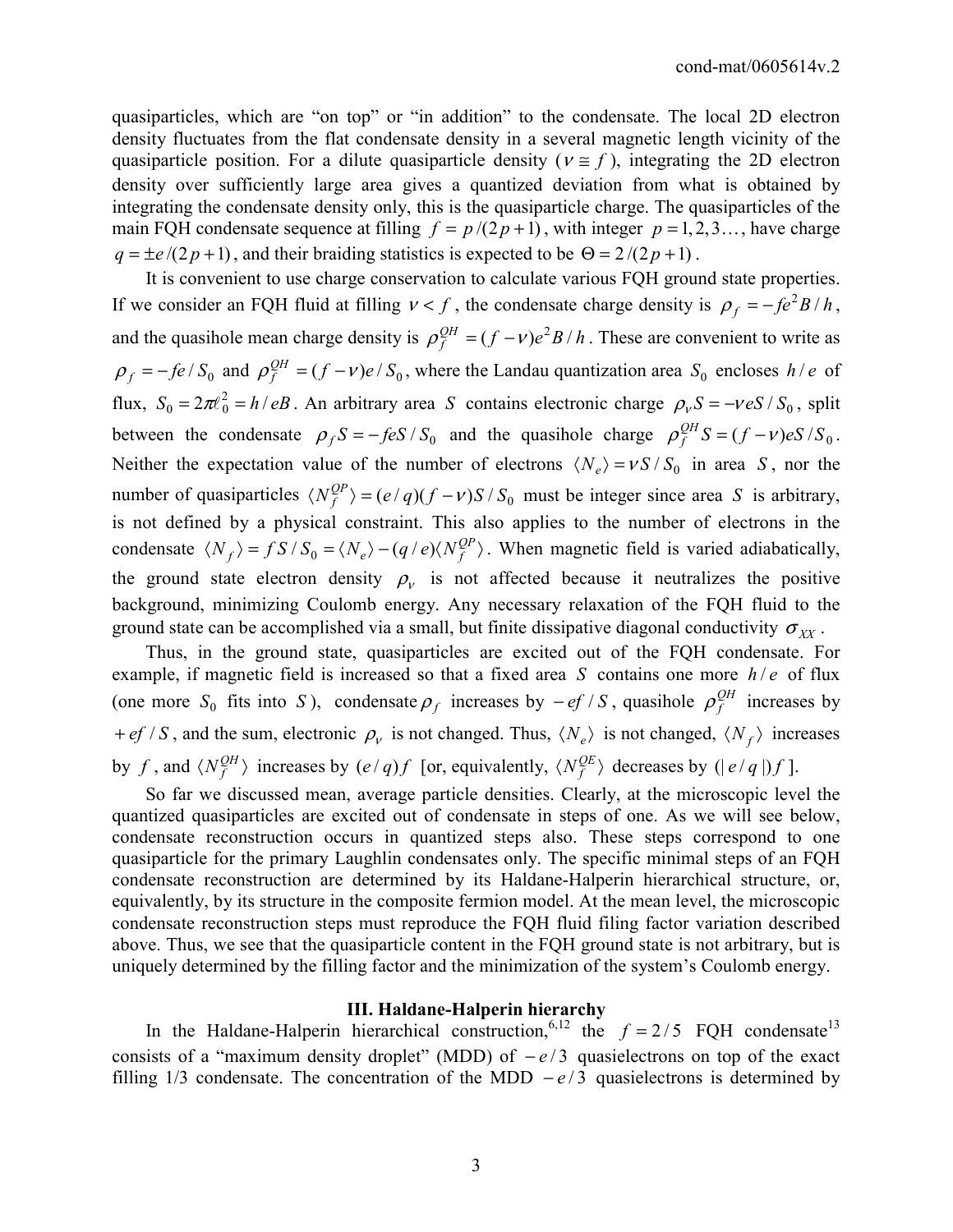quasiparticles, which are "on top" or "in addition" to the condensate. The local 2D electron density fluctuates from the flat condensate density in a several magnetic length vicinity of the quasiparticle position. For a dilute quasiparticle density ($\nu \cong f$), integrating the 2D electron density over sufficiently large area gives a quantized deviation from what is obtained by integrating the condensate density only, this is the quasiparticle charge. The quasiparticles of the main FQH condensate sequence at filling $f = p/(2p+1)$, with integer $p = 1, 2, 3\ldots$, have charge $q = \pm e/(2p+1)$, and their braiding statistics is expected to be $\Theta = 2/(2p+1)$.

It is convenient to use charge conservation to calculate various FQH ground state properties. If we consider an FQH fluid at filling $\nu < f$, the condensate charge density is $\rho_f = -fe^2B/h$, and the quasihole mean charge density is $\rho_f^{QH} = (f - \nu)e^2B/h$. These are convenient to write as $\rho_f = -fe/S_0$ and $\rho_f^{QH} = (f-\nu)e/S_0$, where the Landau quantization area $S_0$ encloses $h/e$ of flux, $S_0 = 2\pi\ell_0^2 = h/eB$. An arbitrary area $S$ contains electronic charge $\rho_\nu S = -\nu eS/S_0$, split between the condensate $\rho_f S = -feS/S_0$ and the quasihole charge $\rho_f^{QH} S = (f-\nu)eS/S_0$. Neither the expectation value of the number of electrons $\langle N_e \rangle = \nu S/S_0$ in area $S$, nor the number of quasiparticles $\langle N_f^{QP} \rangle = (e/q)(f-\nu)S/S_0$ must be integer since area $S$ is arbitrary, is not defined by a physical constraint. This also applies to the number of electrons in the condensate $\langle N_f \rangle = fS/S_0 = \langle N_e \rangle - (q/e)\langle N_f^{QP} \rangle$. When magnetic field is varied adiabatically, the ground state electron density $\rho_\nu$ is not affected because it neutralizes the positive background, minimizing Coulomb energy. Any necessary relaxation of the FQH fluid to the ground state can be accomplished via a small, but finite dissipative diagonal conductivity $\sigma_{XX}$.

Thus, in the ground state, quasiparticles are excited out of the FQH condensate. For example, if magnetic field is increased so that a fixed area $S$ contains one more $h/e$ of flux (one more $S_0$ fits into $S$), condensate $\rho_f$ increases by $-ef/S$, quasihole $\rho_f^{QH}$ increases by $+ef/S$, and the sum, electronic $\rho_\nu$ is not changed. Thus, $\langle N_e \rangle$ is not changed, $\langle N_f \rangle$ increases by $f$, and $\langle N_f^{QH} \rangle$ increases by $(e/q)f$ [or, equivalently, $\langle N_f^{QE} \rangle$ decreases by $(|e/q|)f$].

So far we discussed mean, average particle densities. Clearly, at the microscopic level the quantized quasiparticles are excited out of condensate in steps of one. As we will see below, condensate reconstruction occurs in quantized steps also. These steps correspond to one quasiparticle for the primary Laughlin condensates only. The specific minimal steps of an FQH condensate reconstruction are determined by its Haldane-Halperin hierarchical structure, or, equivalently, by its structure in the composite fermion model. At the mean level, the microscopic condensate reconstruction steps must reproduce the FQH fluid filing factor variation described above. Thus, we see that the quasiparticle content in the FQH ground state is not arbitrary, but is uniquely determined by the filling factor and the minimization of the system's Coulomb energy.

## III. Haldane-Halperin hierarchy

In the Haldane-Halperin hierarchical construction,[6,12] the $f = 2/5$ FQH condensate[13] consists of a "maximum density droplet" (MDD) of $-e/3$ quasielectrons on top of the exact filling 1/3 condensate. The concentration of the MDD $-e/3$ quasielectrons is determined by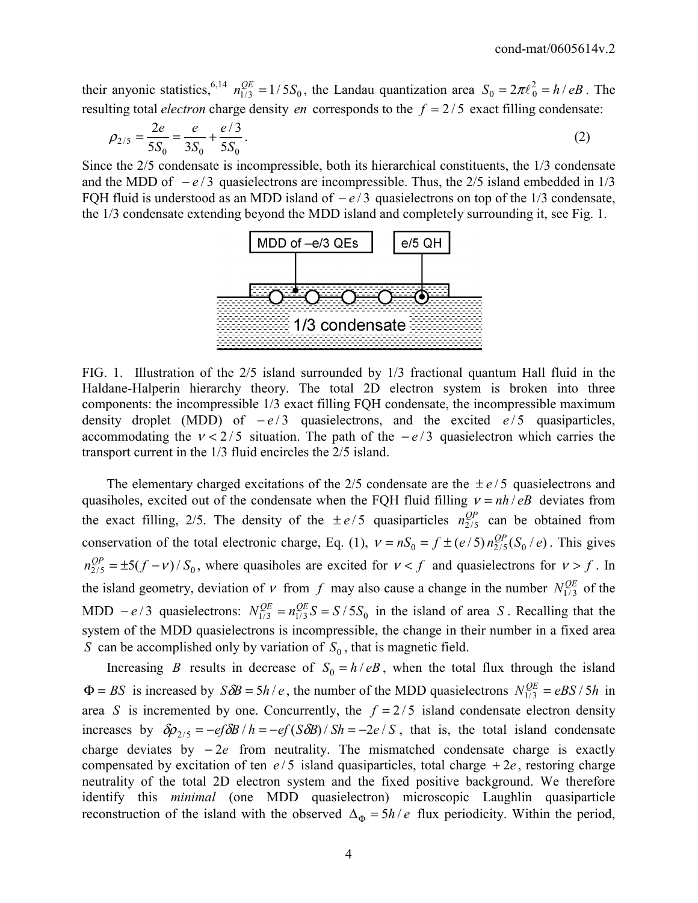their anyonic statistics,[6,14] $n_{1/3}^{QE} = 1/5S_0$, the Landau quantization area $S_0 = 2\pi\ell_0^2 = h/eB$. The resulting total *electron* charge density $en$ corresponds to the $f = 2/5$ exact filling condensate:

$$\rho_{2/5} = \frac{2e}{5S_0} = \frac{e}{3S_0} + \frac{e/3}{5S_0}. \tag{2}$$

Since the 2/5 condensate is incompressible, both its hierarchical constituents, the 1/3 condensate and the MDD of $-e/3$ quasielectrons are incompressible. Thus, the 2/5 island embedded in 1/3 FQH fluid is understood as an MDD island of $-e/3$ quasielectrons on top of the 1/3 condensate, the 1/3 condensate extending beyond the MDD island and completely surrounding it, see Fig. 1.

FIG. 1. Illustration of the 2/5 island surrounded by 1/3 fractional quantum Hall fluid in the Haldane-Halperin hierarchy theory. The total 2D electron system is broken into three components: the incompressible 1/3 exact filling FQH condensate, the incompressible maximum density droplet (MDD) of $-e/3$ quasielectrons, and the excited $e/5$ quasiparticles, accommodating the $\nu < 2/5$ situation. The path of the $-e/3$ quasielectron which carries the transport current in the 1/3 fluid encircles the 2/5 island.

The elementary charged excitations of the 2/5 condensate are the $\pm e/5$ quasielectrons and quasiholes, excited out of the condensate when the FQH fluid filling $\nu = nh/eB$ deviates from the exact filling, 2/5. The density of the $\pm e/5$ quasiparticles $n_{2/5}^{QP}$ can be obtained from conservation of the total electronic charge, Eq. (1), $\nu = nS_0 = f \pm (e/5)\, n_{2/5}^{QP} (S_0/e)$. This gives $n_{2/5}^{QP} = \pm 5(f - \nu)/S_0$, where quasiholes are excited for $\nu < f$ and quasielectrons for $\nu > f$. In the island geometry, deviation of $\nu$ from $f$ may also cause a change in the number $N_{1/3}^{QE}$ of the MDD $-e/3$ quasielectrons: $N_{1/3}^{QE} = n_{1/3}^{QE} S = S/5S_0$ in the island of area $S$. Recalling that the system of the MDD quasielectrons is incompressible, the change in their number in a fixed area $S$ can be accomplished only by variation of $S_0$, that is magnetic field.

Increasing $B$ results in decrease of $S_0 = h/eB$, when the total flux through the island $\Phi = BS$ is increased by $S\delta B = 5h/e$, the number of the MDD quasielectrons $N_{1/3}^{QE} = eBS/5h$ in area $S$ is incremented by one. Concurrently, the $f = 2/5$ island condensate electron density increases by $\delta\rho_{2/5} = -ef\delta B/h = -ef(S\delta B)/Sh = -2e/S$, that is, the total island condensate charge deviates by $-2e$ from neutrality. The mismatched condensate charge is exactly compensated by excitation of ten $e/5$ island quasiparticles, total charge $+2e$, restoring charge neutrality of the total 2D electron system and the fixed positive background. We therefore identify this *minimal* (one MDD quasielectron) microscopic Laughlin quasiparticle reconstruction of the island with the observed $\Delta_\Phi = 5h/e$ flux periodicity. Within the period,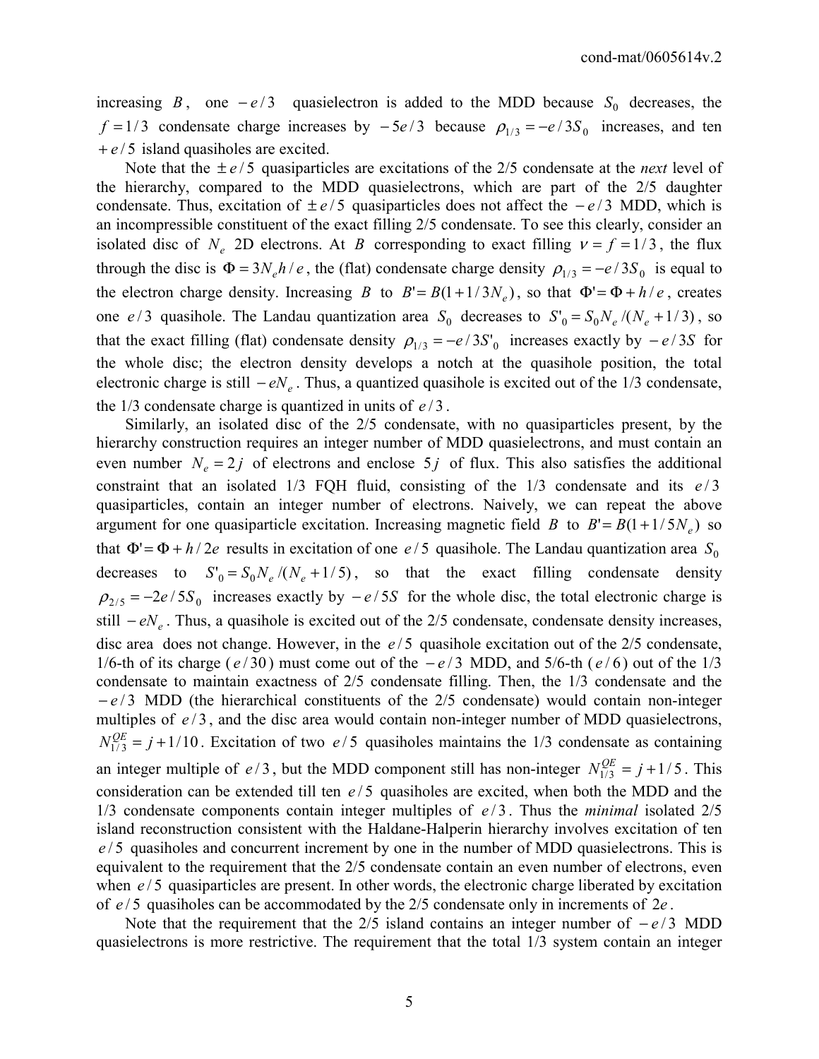increasing $B$, one $-e/3$ quasielectron is added to the MDD because $S_0$ decreases, the $f = 1/3$ condensate charge increases by $-5e/3$ because $\rho_{1/3} = -e/3S_0$ increases, and ten $+e/5$ island quasiholes are excited.

Note that the $\pm e/5$ quasiparticles are excitations of the 2/5 condensate at the *next* level of the hierarchy, compared to the MDD quasielectrons, which are part of the 2/5 daughter condensate. Thus, excitation of $\pm e/5$ quasiparticles does not affect the $-e/3$ MDD, which is an incompressible constituent of the exact filling 2/5 condensate. To see this clearly, consider an isolated disc of $N_e$ 2D electrons. At $B$ corresponding to exact filling $\nu = f = 1/3$, the flux through the disc is $\Phi = 3N_e h/e$, the (flat) condensate charge density $\rho_{1/3} = -e/3S_0$ is equal to the electron charge density. Increasing $B$ to $B' = B(1+1/3N_e)$, so that $\Phi' = \Phi + h/e$, creates one $e/3$ quasihole. The Landau quantization area $S_0$ decreases to $S'_0 = S_0 N_e/(N_e + 1/3)$, so that the exact filling (flat) condensate density $\rho_{1/3} = -e/3S'_0$ increases exactly by $-e/3S$ for the whole disc; the electron density develops a notch at the quasihole position, the total electronic charge is still $-eN_e$. Thus, a quantized quasihole is excited out of the 1/3 condensate, the 1/3 condensate charge is quantized in units of $e/3$.

Similarly, an isolated disc of the 2/5 condensate, with no quasiparticles present, by the hierarchy construction requires an integer number of MDD quasielectrons, and must contain an even number $N_e = 2j$ of electrons and enclose $5j$ of flux. This also satisfies the additional constraint that an isolated 1/3 FQH fluid, consisting of the 1/3 condensate and its $e/3$ quasiparticles, contain an integer number of electrons. Naively, we can repeat the above argument for one quasiparticle excitation. Increasing magnetic field $B$ to $B' = B(1+1/5N_e)$ so that $\Phi' = \Phi + h/2e$ results in excitation of one $e/5$ quasihole. The Landau quantization area $S_0$ decreases to $S'_0 = S_0 N_e/(N_e + 1/5)$, so that the exact filling condensate density $\rho_{2/5} = -2e/5S_0$ increases exactly by $-e/5S$ for the whole disc, the total electronic charge is still $-eN_e$. Thus, a quasihole is excited out of the 2/5 condensate, condensate density increases, disc area does not change. However, in the $e/5$ quasihole excitation out of the 2/5 condensate, 1/6-th of its charge ($e/30$) must come out of the $-e/3$ MDD, and 5/6-th ($e/6$) out of the 1/3 condensate to maintain exactness of 2/5 condensate filling. Then, the 1/3 condensate and the $-e/3$ MDD (the hierarchical constituents of the 2/5 condensate) would contain non-integer multiples of $e/3$, and the disc area would contain non-integer number of MDD quasielectrons, $N_{1/3}^{QE} = j + 1/10$. Excitation of two $e/5$ quasiholes maintains the 1/3 condensate as containing an integer multiple of $e/3$, but the MDD component still has non-integer $N_{1/3}^{QE} = j + 1/5$. This consideration can be extended till ten $e/5$ quasiholes are excited, when both the MDD and the 1/3 condensate components contain integer multiples of $e/3$. Thus the *minimal* isolated 2/5 island reconstruction consistent with the Haldane-Halperin hierarchy involves excitation of ten $e/5$ quasiholes and concurrent increment by one in the number of MDD quasielectrons. This is equivalent to the requirement that the 2/5 condensate contain an even number of electrons, even when $e/5$ quasiparticles are present. In other words, the electronic charge liberated by excitation of $e/5$ quasiholes can be accommodated by the 2/5 condensate only in increments of $2e$.

Note that the requirement that the 2/5 island contains an integer number of $-e/3$ MDD quasielectrons is more restrictive. The requirement that the total 1/3 system contain an integer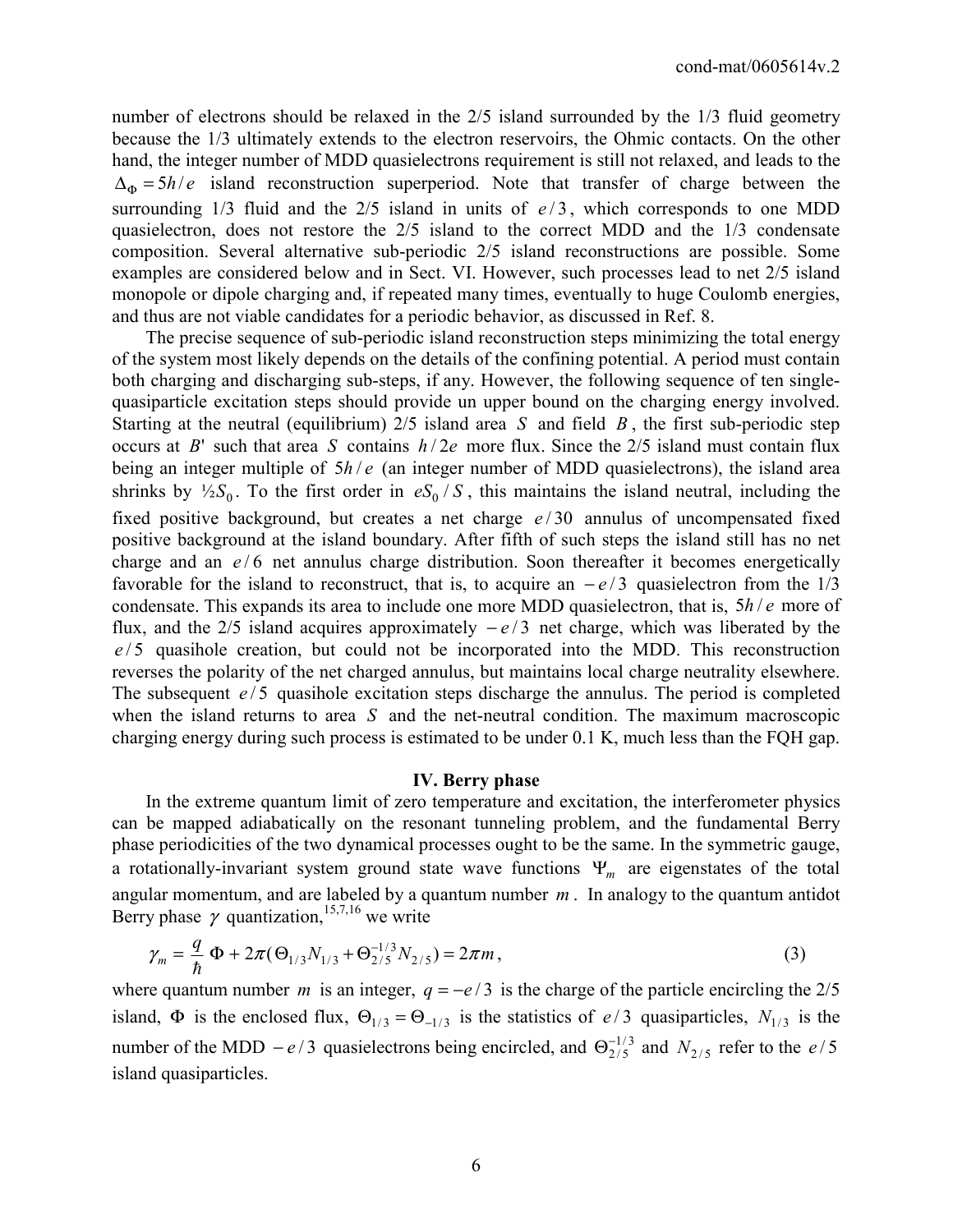number of electrons should be relaxed in the 2/5 island surrounded by the 1/3 fluid geometry because the 1/3 ultimately extends to the electron reservoirs, the Ohmic contacts. On the other hand, the integer number of MDD quasielectrons requirement is still not relaxed, and leads to the $\Delta_\Phi = 5h/e$ island reconstruction superperiod. Note that transfer of charge between the surrounding 1/3 fluid and the 2/5 island in units of $e/3$, which corresponds to one MDD quasielectron, does not restore the 2/5 island to the correct MDD and the 1/3 condensate composition. Several alternative sub-periodic 2/5 island reconstructions are possible. Some examples are considered below and in Sect. VI. However, such processes lead to net 2/5 island monopole or dipole charging and, if repeated many times, eventually to huge Coulomb energies, and thus are not viable candidates for a periodic behavior, as discussed in Ref. 8.

The precise sequence of sub-periodic island reconstruction steps minimizing the total energy of the system most likely depends on the details of the confining potential. A period must contain both charging and discharging sub-steps, if any. However, the following sequence of ten single-quasiparticle excitation steps should provide un upper bound on the charging energy involved. Starting at the neutral (equilibrium) 2/5 island area $S$ and field $B$, the first sub-periodic step occurs at $B'$ such that area $S$ contains $h/2e$ more flux. Since the 2/5 island must contain flux being an integer multiple of $5h/e$ (an integer number of MDD quasielectrons), the island area shrinks by $\frac{1}{2}S_0$. To the first order in $eS_0/S$, this maintains the island neutral, including the fixed positive background, but creates a net charge $e/30$ annulus of uncompensated fixed positive background at the island boundary. After fifth of such steps the island still has no net charge and an $e/6$ net annulus charge distribution. Soon thereafter it becomes energetically favorable for the island to reconstruct, that is, to acquire an $-e/3$ quasielectron from the 1/3 condensate. This expands its area to include one more MDD quasielectron, that is, $5h/e$ more of flux, and the 2/5 island acquires approximately $-e/3$ net charge, which was liberated by the $e/5$ quasihole creation, but could not be incorporated into the MDD. This reconstruction reverses the polarity of the net charged annulus, but maintains local charge neutrality elsewhere. The subsequent $e/5$ quasihole excitation steps discharge the annulus. The period is completed when the island returns to area $S$ and the net-neutral condition. The maximum macroscopic charging energy during such process is estimated to be under 0.1 K, much less than the FQH gap.

## IV. Berry phase

In the extreme quantum limit of zero temperature and excitation, the interferometer physics can be mapped adiabatically on the resonant tunneling problem, and the fundamental Berry phase periodicities of the two dynamical processes ought to be the same. In the symmetric gauge, a rotationally-invariant system ground state wave functions $\Psi_m$ are eigenstates of the total angular momentum, and are labeled by a quantum number $m$. In analogy to the quantum antidot Berry phase $\gamma$ quantization,[15,7,16] we write

$$\gamma_m = \frac{q}{\hbar}\,\Phi + 2\pi(\Theta_{1/3}N_{1/3} + \Theta_{2/5}^{-1/3}N_{2/5}) = 2\pi m\,, \tag{3}$$

where quantum number $m$ is an integer, $q = -e/3$ is the charge of the particle encircling the 2/5 island, $\Phi$ is the enclosed flux, $\Theta_{1/3} = \Theta_{-1/3}$ is the statistics of $e/3$ quasiparticles, $N_{1/3}$ is the number of the MDD $-e/3$ quasielectrons being encircled, and $\Theta_{2/5}^{-1/3}$ and $N_{2/5}$ refer to the $e/5$ island quasiparticles.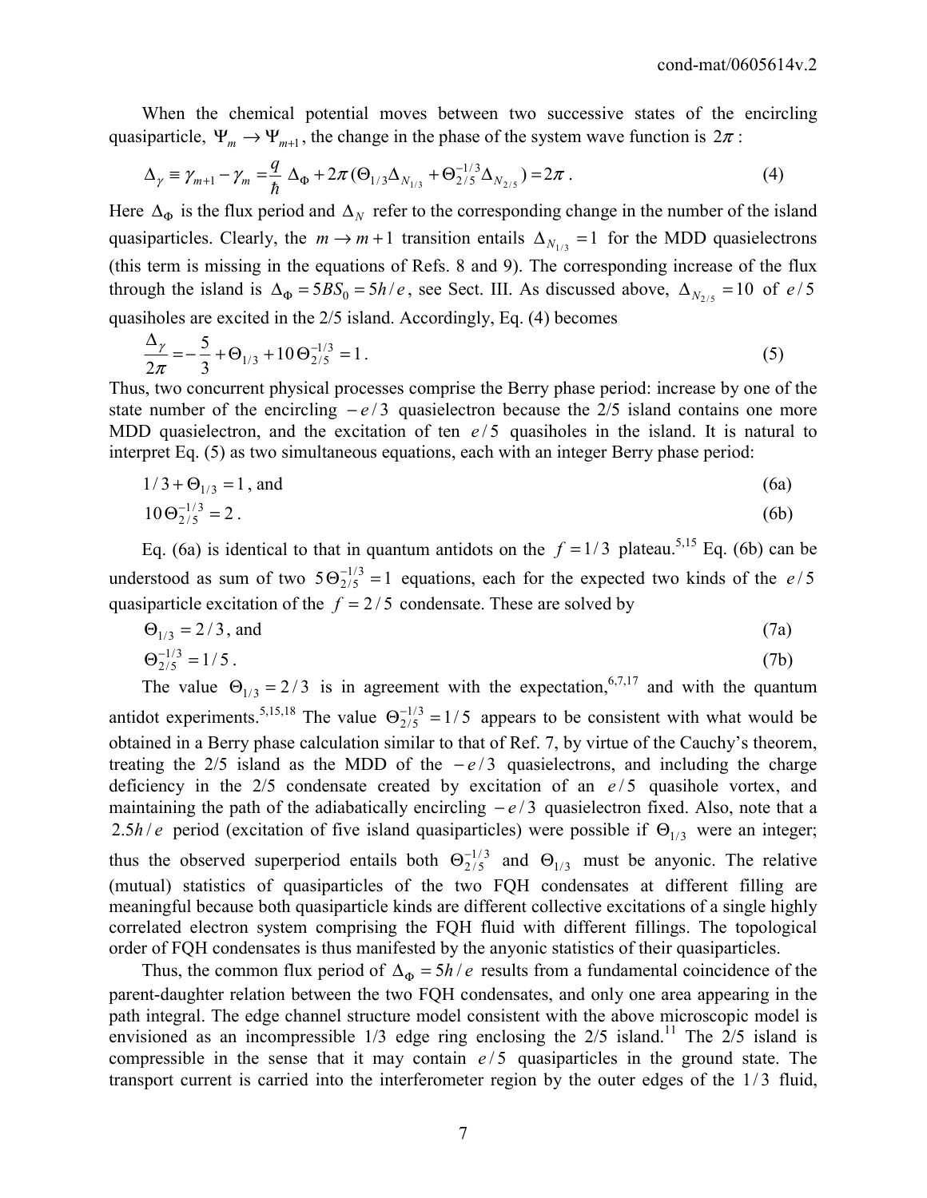When the chemical potential moves between two successive states of the encircling quasiparticle, $\Psi_m \to \Psi_{m+1}$, the change in the phase of the system wave function is $2\pi$ :

$$\Delta_\gamma \equiv \gamma_{m+1} - \gamma_m = \frac{q}{\hbar}\,\Delta_\Phi + 2\pi\,(\Theta_{1/3}\Delta_{N_{1/3}} + \Theta_{2/5}^{-1/3}\Delta_{N_{2/5}}) = 2\pi\,. \tag{4}$$

Here $\Delta_\Phi$ is the flux period and $\Delta_N$ refer to the corresponding change in the number of the island quasiparticles. Clearly, the $m \to m+1$ transition entails $\Delta_{N_{1/3}} = 1$ for the MDD quasielectrons (this term is missing in the equations of Refs. 8 and 9). The corresponding increase of the flux through the island is $\Delta_\Phi = 5BS_0 = 5h/e$, see Sect. III. As discussed above, $\Delta_{N_{2/5}} = 10$ of $e/5$ quasiholes are excited in the 2/5 island. Accordingly, Eq. (4) becomes

$$\frac{\Delta_\gamma}{2\pi} = -\frac{5}{3} + \Theta_{1/3} + 10\,\Theta_{2/5}^{-1/3} = 1\,. \tag{5}$$

Thus, two concurrent physical processes comprise the Berry phase period: increase by one of the state number of the encircling $-e/3$ quasielectron because the 2/5 island contains one more MDD quasielectron, and the excitation of ten $e/5$ quasiholes in the island. It is natural to interpret Eq. (5) as two simultaneous equations, each with an integer Berry phase period:

$$1/3 + \Theta_{1/3} = 1\,, \text{ and} \tag{6a}$$

$$10\,\Theta_{2/5}^{-1/3} = 2\,. \tag{6b}$$

Eq. (6a) is identical to that in quantum antidots on the $f = 1/3$ plateau.[5,15] Eq. (6b) can be understood as sum of two $5\,\Theta_{2/5}^{-1/3} = 1$ equations, each for the expected two kinds of the $e/5$ quasiparticle excitation of the $f = 2/5$ condensate. These are solved by

$$\Theta_{1/3} = 2/3\,, \text{ and} \tag{7a}$$

$$\Theta_{2/5}^{-1/3} = 1/5\,. \tag{7b}$$

The value $\Theta_{1/3} = 2/3$ is in agreement with the expectation,[6,7,17] and with the quantum antidot experiments.[5,15,18] The value $\Theta_{2/5}^{-1/3} = 1/5$ appears to be consistent with what would be obtained in a Berry phase calculation similar to that of Ref. 7, by virtue of the Cauchy's theorem, treating the 2/5 island as the MDD of the $-e/3$ quasielectrons, and including the charge deficiency in the 2/5 condensate created by excitation of an $e/5$ quasihole vortex, and maintaining the path of the adiabatically encircling $-e/3$ quasielectron fixed. Also, note that a $2.5h/e$ period (excitation of five island quasiparticles) were possible if $\Theta_{1/3}$ were an integer; thus the observed superperiod entails both $\Theta_{2/5}^{-1/3}$ and $\Theta_{1/3}$ must be anyonic. The relative (mutual) statistics of quasiparticles of the two FQH condensates at different filling are meaningful because both quasiparticle kinds are different collective excitations of a single highly correlated electron system comprising the FQH fluid with different fillings. The topological order of FQH condensates is thus manifested by the anyonic statistics of their quasiparticles.

Thus, the common flux period of $\Delta_\Phi = 5h/e$ results from a fundamental coincidence of the parent-daughter relation between the two FQH condensates, and only one area appearing in the path integral. The edge channel structure model consistent with the above microscopic model is envisioned as an incompressible 1/3 edge ring enclosing the 2/5 island.[11] The 2/5 island is compressible in the sense that it may contain $e/5$ quasiparticles in the ground state. The transport current is carried into the interferometer region by the outer edges of the $1/3$ fluid,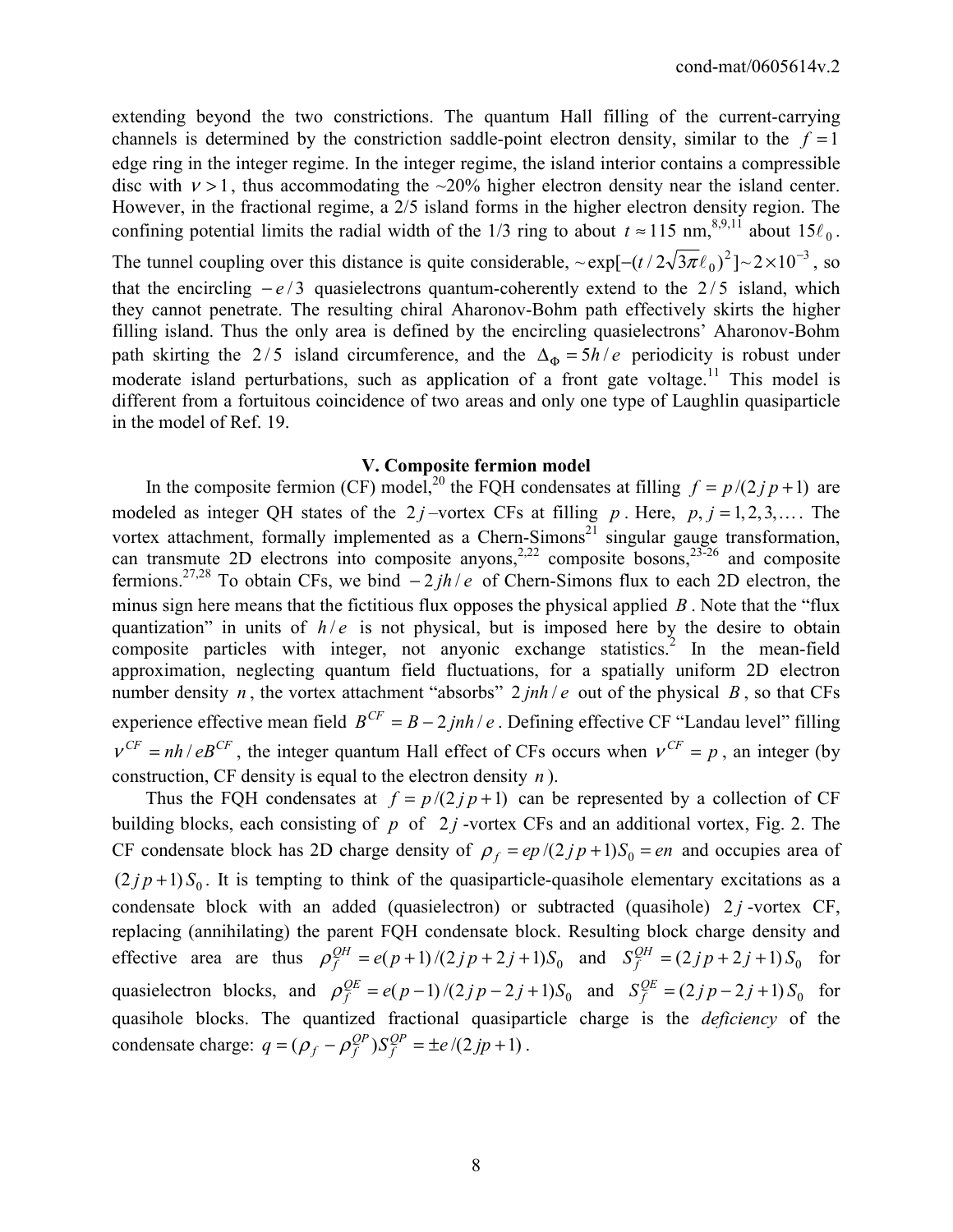extending beyond the two constrictions. The quantum Hall filling of the current-carrying channels is determined by the constriction saddle-point electron density, similar to the $f=1$ edge ring in the integer regime. In the integer regime, the island interior contains a compressible disc with $\nu > 1$, thus accommodating the ~20% higher electron density near the island center. However, in the fractional regime, a 2/5 island forms in the higher electron density region. The confining potential limits the radial width of the 1/3 ring to about $t \approx 115$ nm,[8,9,11] about $15\ell_0$. The tunnel coupling over this distance is quite considerable, $\sim \exp[-(t/2\sqrt{3\pi}\ell_0)^2] \sim 2\times10^{-3}$, so that the encircling $-e/3$ quasielectrons quantum-coherently extend to the $2/5$ island, which they cannot penetrate. The resulting chiral Aharonov-Bohm path effectively skirts the higher filling island. Thus the only area is defined by the encircling quasielectrons' Aharonov-Bohm path skirting the $2/5$ island circumference, and the $\Delta_\Phi = 5h/e$ periodicity is robust under moderate island perturbations, such as application of a front gate voltage.[11] This model is different from a fortuitous coincidence of two areas and only one type of Laughlin quasiparticle in the model of Ref. 19.

## V. Composite fermion model

In the composite fermion (CF) model,[20] the FQH condensates at filling $f = p/(2jp+1)$ are modeled as integer QH states of the $2j$–vortex CFs at filling $p$. Here, $p, j = 1,2,3,\ldots$. The vortex attachment, formally implemented as a Chern-Simons[21] singular gauge transformation, can transmute 2D electrons into composite anyons,[2,22] composite bosons,[23-26] and composite fermions.[27,28] To obtain CFs, we bind $-2jh/e$ of Chern-Simons flux to each 2D electron, the minus sign here means that the fictitious flux opposes the physical applied $B$. Note that the "flux quantization" in units of $h/e$ is not physical, but is imposed here by the desire to obtain composite particles with integer, not anyonic exchange statistics.[2] In the mean-field approximation, neglecting quantum field fluctuations, for a spatially uniform 2D electron number density $n$, the vortex attachment "absorbs" $2jnh/e$ out of the physical $B$, so that CFs experience effective mean field $B^{CF} = B - 2jnh/e$. Defining effective CF "Landau level" filling $\nu^{CF} = nh/eB^{CF}$, the integer quantum Hall effect of CFs occurs when $\nu^{CF} = p$, an integer (by construction, CF density is equal to the electron density $n$).

Thus the FQH condensates at $f = p/(2jp+1)$ can be represented by a collection of CF building blocks, each consisting of $p$ of $2j$-vortex CFs and an additional vortex, Fig. 2. The CF condensate block has 2D charge density of $\rho_f = ep/(2jp+1)S_0 = en$ and occupies area of $(2jp+1)S_0$. It is tempting to think of the quasiparticle-quasihole elementary excitations as a condensate block with an added (quasielectron) or subtracted (quasihole) $2j$-vortex CF, replacing (annihilating) the parent FQH condensate block. Resulting block charge density and effective area are thus $\rho_f^{QH} = e(p+1)/(2jp+2j+1)S_0$ and $S_f^{QH} = (2jp+2j+1)S_0$ for quasielectron blocks, and $\rho_f^{QE} = e(p-1)/(2jp-2j+1)S_0$ and $S_f^{QE} = (2jp-2j+1)S_0$ for quasihole blocks. The quantized fractional quasiparticle charge is the *deficiency* of the condensate charge: $q = (\rho_f - \rho_f^{QP})S_f^{QP} = \pm e/(2jp+1)$.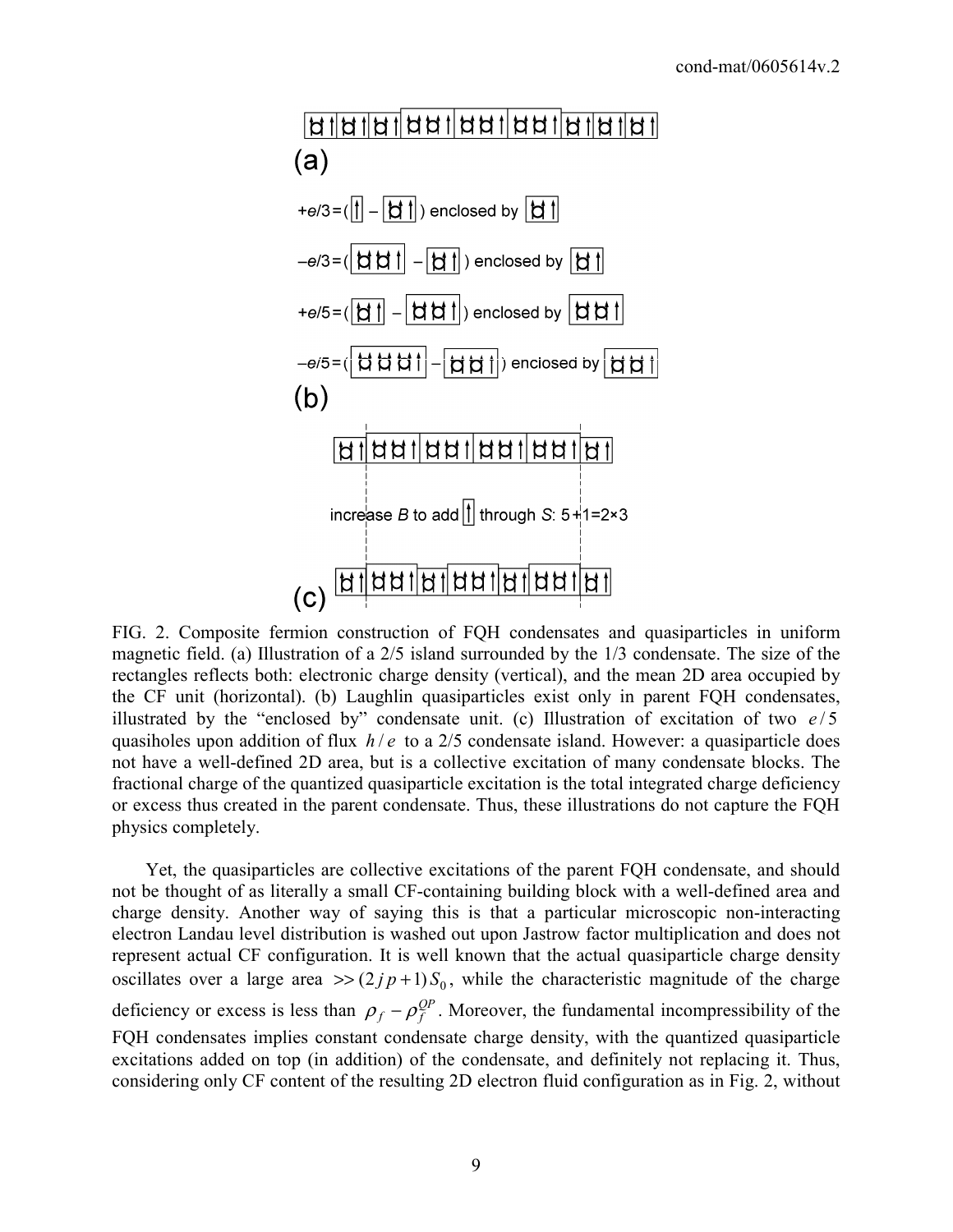FIG. 2. Composite fermion construction of FQH condensates and quasiparticles in uniform magnetic field. (a) Illustration of a 2/5 island surrounded by the 1/3 condensate. The size of the rectangles reflects both: electronic charge density (vertical), and the mean 2D area occupied by the CF unit (horizontal). (b) Laughlin quasiparticles exist only in parent FQH condensates, illustrated by the "enclosed by" condensate unit. (c) Illustration of excitation of two $e/5$ quasiholes upon addition of flux $h/e$ to a 2/5 condensate island. However: a quasiparticle does not have a well-defined 2D area, but is a collective excitation of many condensate blocks. The fractional charge of the quantized quasiparticle excitation is the total integrated charge deficiency or excess thus created in the parent condensate. Thus, these illustrations do not capture the FQH physics completely.

Yet, the quasiparticles are collective excitations of the parent FQH condensate, and should not be thought of as literally a small CF-containing building block with a well-defined area and charge density. Another way of saying this is that a particular microscopic non-interacting electron Landau level distribution is washed out upon Jastrow factor multiplication and does not represent actual CF configuration. It is well known that the actual quasiparticle charge density oscillates over a large area $>> (2jp+1)S_0$, while the characteristic magnitude of the charge deficiency or excess is less than $\rho_f - \rho_f^{QP}$. Moreover, the fundamental incompressibility of the FQH condensates implies constant condensate charge density, with the quantized quasiparticle excitations added on top (in addition) of the condensate, and definitely not replacing it. Thus, considering only CF content of the resulting 2D electron fluid configuration as in Fig. 2, without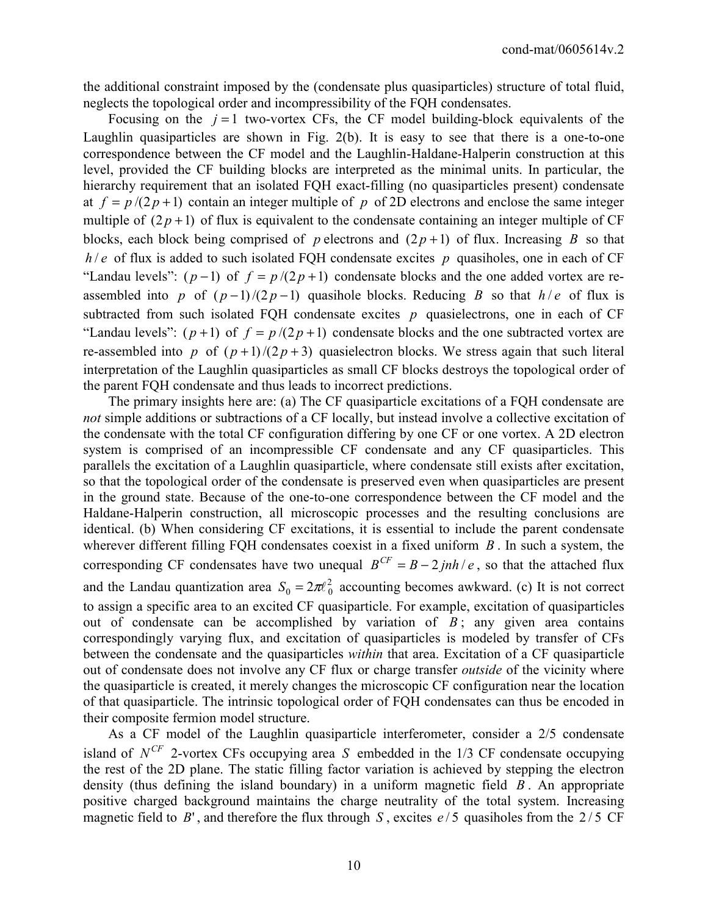the additional constraint imposed by the (condensate plus quasiparticles) structure of total fluid, neglects the topological order and incompressibility of the FQH condensates.

Focusing on the $j=1$ two-vortex CFs, the CF model building-block equivalents of the Laughlin quasiparticles are shown in Fig. 2(b). It is easy to see that there is a one-to-one correspondence between the CF model and the Laughlin-Haldane-Halperin construction at this level, provided the CF building blocks are interpreted as the minimal units. In particular, the hierarchy requirement that an isolated FQH exact-filling (no quasiparticles present) condensate at $f = p/(2p+1)$ contain an integer multiple of $p$ of 2D electrons and enclose the same integer multiple of $(2p+1)$ of flux is equivalent to the condensate containing an integer multiple of CF blocks, each block being comprised of $p$ electrons and $(2p+1)$ of flux. Increasing $B$ so that $h/e$ of flux is added to such isolated FQH condensate excites $p$ quasiholes, one in each of CF "Landau levels": $(p-1)$ of $f = p/(2p+1)$ condensate blocks and the one added vortex are re-assembled into $p$ of $(p-1)/(2p-1)$ quasihole blocks. Reducing $B$ so that $h/e$ of flux is subtracted from such isolated FQH condensate excites $p$ quasielectrons, one in each of CF "Landau levels": $(p+1)$ of $f = p/(2p+1)$ condensate blocks and the one subtracted vortex are re-assembled into $p$ of $(p+1)/(2p+3)$ quasielectron blocks. We stress again that such literal interpretation of the Laughlin quasiparticles as small CF blocks destroys the topological order of the parent FQH condensate and thus leads to incorrect predictions.

The primary insights here are: (a) The CF quasiparticle excitations of a FQH condensate are *not* simple additions or subtractions of a CF locally, but instead involve a collective excitation of the condensate with the total CF configuration differing by one CF or one vortex. A 2D electron system is comprised of an incompressible CF condensate and any CF quasiparticles. This parallels the excitation of a Laughlin quasiparticle, where condensate still exists after excitation, so that the topological order of the condensate is preserved even when quasiparticles are present in the ground state. Because of the one-to-one correspondence between the CF model and the Haldane-Halperin construction, all microscopic processes and the resulting conclusions are identical. (b) When considering CF excitations, it is essential to include the parent condensate wherever different filling FQH condensates coexist in a fixed uniform $B$. In such a system, the corresponding CF condensates have two unequal $B^{CF} = B - 2jnh/e$, so that the attached flux and the Landau quantization area $S_0 = 2\pi\ell_0^2$ accounting becomes awkward. (c) It is not correct to assign a specific area to an excited CF quasiparticle. For example, excitation of quasiparticles out of condensate can be accomplished by variation of $B$; any given area contains correspondingly varying flux, and excitation of quasiparticles is modeled by transfer of CFs between the condensate and the quasiparticles *within* that area. Excitation of a CF quasiparticle out of condensate does not involve any CF flux or charge transfer *outside* of the vicinity where the quasiparticle is created, it merely changes the microscopic CF configuration near the location of that quasiparticle. The intrinsic topological order of FQH condensates can thus be encoded in their composite fermion model structure.

As a CF model of the Laughlin quasiparticle interferometer, consider a 2/5 condensate island of $N^{CF}$ 2-vortex CFs occupying area $S$ embedded in the 1/3 CF condensate occupying the rest of the 2D plane. The static filling factor variation is achieved by stepping the electron density (thus defining the island boundary) in a uniform magnetic field $B$. An appropriate positive charged background maintains the charge neutrality of the total system. Increasing magnetic field to $B'$, and therefore the flux through $S$, excites $e/5$ quasiholes from the $2/5$ CF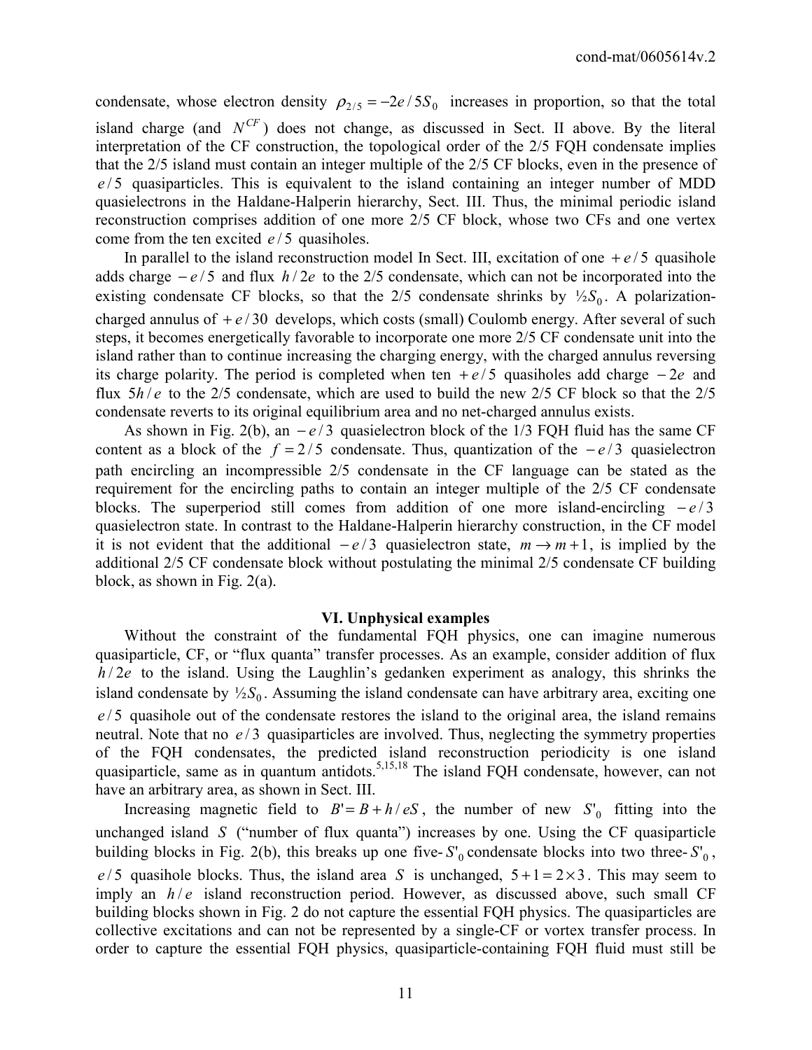condensate, whose electron density $\rho_{2/5} = -2e/5S_0$ increases in proportion, so that the total island charge (and $N^{CF}$) does not change, as discussed in Sect. II above. By the literal interpretation of the CF construction, the topological order of the 2/5 FQH condensate implies that the 2/5 island must contain an integer multiple of the 2/5 CF blocks, even in the presence of $e/5$ quasiparticles. This is equivalent to the island containing an integer number of MDD quasielectrons in the Haldane-Halperin hierarchy, Sect. III. Thus, the minimal periodic island reconstruction comprises addition of one more 2/5 CF block, whose two CFs and one vertex come from the ten excited $e/5$ quasiholes.

In parallel to the island reconstruction model In Sect. III, excitation of one $+e/5$ quasihole adds charge $-e/5$ and flux $h/2e$ to the 2/5 condensate, which can not be incorporated into the existing condensate CF blocks, so that the 2/5 condensate shrinks by $½S_0$. A polarization-charged annulus of $+e/30$ develops, which costs (small) Coulomb energy. After several of such steps, it becomes energetically favorable to incorporate one more 2/5 CF condensate unit into the island rather than to continue increasing the charging energy, with the charged annulus reversing its charge polarity. The period is completed when ten $+e/5$ quasiholes add charge $-2e$ and flux $5h/e$ to the 2/5 condensate, which are used to build the new 2/5 CF block so that the 2/5 condensate reverts to its original equilibrium area and no net-charged annulus exists.

As shown in Fig. 2(b), an $-e/3$ quasielectron block of the 1/3 FQH fluid has the same CF content as a block of the $f = 2/5$ condensate. Thus, quantization of the $-e/3$ quasielectron path encircling an incompressible 2/5 condensate in the CF language can be stated as the requirement for the encircling paths to contain an integer multiple of the 2/5 CF condensate blocks. The superperiod still comes from addition of one more island-encircling $-e/3$ quasielectron state. In contrast to the Haldane-Halperin hierarchy construction, in the CF model it is not evident that the additional $-e/3$ quasielectron state, $m \to m+1$, is implied by the additional 2/5 CF condensate block without postulating the minimal 2/5 condensate CF building block, as shown in Fig. 2(a).

### VI. Unphysical examples

Without the constraint of the fundamental FQH physics, one can imagine numerous quasiparticle, CF, or "flux quanta" transfer processes. As an example, consider addition of flux $h/2e$ to the island. Using the Laughlin's gedanken experiment as analogy, this shrinks the island condensate by $½S_0$. Assuming the island condensate can have arbitrary area, exciting one $e/5$ quasihole out of the condensate restores the island to the original area, the island remains neutral. Note that no $e/3$ quasiparticles are involved. Thus, neglecting the symmetry properties of the FQH condensates, the predicted island reconstruction periodicity is one island quasiparticle, same as in quantum antidots.[5,15,18] The island FQH condensate, however, can not have an arbitrary area, as shown in Sect. III.

Increasing magnetic field to $B' = B + h/eS$, the number of new $S'_0$ fitting into the unchanged island $S$ ("number of flux quanta") increases by one. Using the CF quasiparticle building blocks in Fig. 2(b), this breaks up one five-$S'_0$ condensate blocks into two three-$S'_0$, $e/5$ quasihole blocks. Thus, the island area $S$ is unchanged, $5+1 = 2\times 3$. This may seem to imply an $h/e$ island reconstruction period. However, as discussed above, such small CF building blocks shown in Fig. 2 do not capture the essential FQH physics. The quasiparticles are collective excitations and can not be represented by a single-CF or vortex transfer process. In order to capture the essential FQH physics, quasiparticle-containing FQH fluid must still be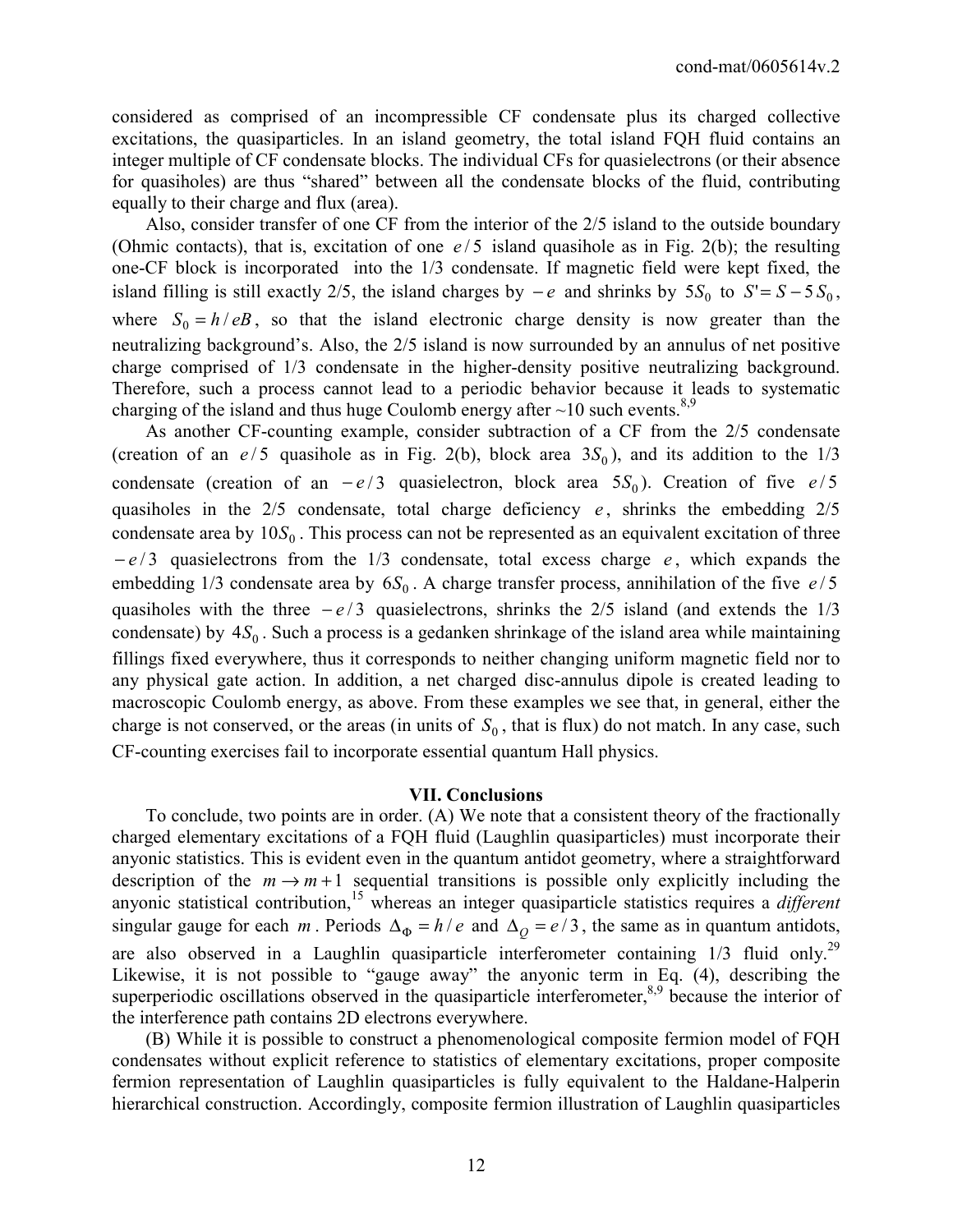considered as comprised of an incompressible CF condensate plus its charged collective excitations, the quasiparticles. In an island geometry, the total island FQH fluid contains an integer multiple of CF condensate blocks. The individual CFs for quasielectrons (or their absence for quasiholes) are thus "shared" between all the condensate blocks of the fluid, contributing equally to their charge and flux (area).

Also, consider transfer of one CF from the interior of the 2/5 island to the outside boundary (Ohmic contacts), that is, excitation of one $e/5$ island quasihole as in Fig. 2(b); the resulting one-CF block is incorporated into the 1/3 condensate. If magnetic field were kept fixed, the island filling is still exactly 2/5, the island charges by $-e$ and shrinks by $5S_0$ to $S' = S - 5S_0$, where $S_0 = h/eB$, so that the island electronic charge density is now greater than the neutralizing background's. Also, the 2/5 island is now surrounded by an annulus of net positive charge comprised of 1/3 condensate in the higher-density positive neutralizing background. Therefore, such a process cannot lead to a periodic behavior because it leads to systematic charging of the island and thus huge Coulomb energy after ~10 such events.[8,9]

As another CF-counting example, consider subtraction of a CF from the 2/5 condensate (creation of an $e/5$ quasihole as in Fig. 2(b), block area $3S_0$), and its addition to the 1/3 condensate (creation of an $-e/3$ quasielectron, block area $5S_0$). Creation of five $e/5$ quasiholes in the 2/5 condensate, total charge deficiency $e$, shrinks the embedding 2/5 condensate area by $10S_0$. This process can not be represented as an equivalent excitation of three $-e/3$ quasielectrons from the 1/3 condensate, total excess charge $e$, which expands the embedding 1/3 condensate area by $6S_0$. A charge transfer process, annihilation of the five $e/5$ quasiholes with the three $-e/3$ quasielectrons, shrinks the 2/5 island (and extends the 1/3 condensate) by $4S_0$. Such a process is a gedanken shrinkage of the island area while maintaining fillings fixed everywhere, thus it corresponds to neither changing uniform magnetic field nor to any physical gate action. In addition, a net charged disc-annulus dipole is created leading to macroscopic Coulomb energy, as above. From these examples we see that, in general, either the charge is not conserved, or the areas (in units of $S_0$, that is flux) do not match. In any case, such CF-counting exercises fail to incorporate essential quantum Hall physics.

## VII. Conclusions

To conclude, two points are in order. (A) We note that a consistent theory of the fractionally charged elementary excitations of a FQH fluid (Laughlin quasiparticles) must incorporate their anyonic statistics. This is evident even in the quantum antidot geometry, where a straightforward description of the $m \to m+1$ sequential transitions is possible only explicitly including the anyonic statistical contribution,[15] whereas an integer quasiparticle statistics requires a *different* singular gauge for each $m$. Periods $\Delta_\Phi = h/e$ and $\Delta_Q = e/3$, the same as in quantum antidots, are also observed in a Laughlin quasiparticle interferometer containing 1/3 fluid only.[29] Likewise, it is not possible to "gauge away" the anyonic term in Eq. (4), describing the superperiodic oscillations observed in the quasiparticle interferometer,[8,9] because the interior of the interference path contains 2D electrons everywhere.

(B) While it is possible to construct a phenomenological composite fermion model of FQH condensates without explicit reference to statistics of elementary excitations, proper composite fermion representation of Laughlin quasiparticles is fully equivalent to the Haldane-Halperin hierarchical construction. Accordingly, composite fermion illustration of Laughlin quasiparticles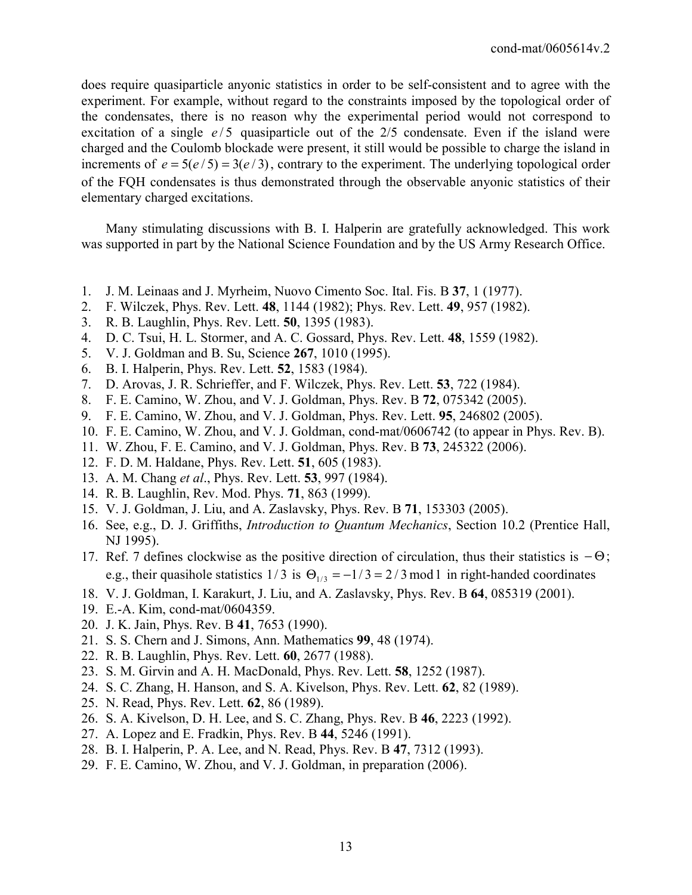does require quasiparticle anyonic statistics in order to be self-consistent and to agree with the experiment. For example, without regard to the constraints imposed by the topological order of the condensates, there is no reason why the experimental period would not correspond to excitation of a single $e/5$ quasiparticle out of the 2/5 condensate. Even if the island were charged and the Coulomb blockade were present, it still would be possible to charge the island in increments of $e = 5(e/5) = 3(e/3)$, contrary to the experiment. The underlying topological order of the FQH condensates is thus demonstrated through the observable anyonic statistics of their elementary charged excitations.

Many stimulating discussions with B. I. Halperin are gratefully acknowledged. This work was supported in part by the National Science Foundation and by the US Army Research Office.

1. J. M. Leinaas and J. Myrheim, Nuovo Cimento Soc. Ital. Fis. B **37**, 1 (1977).
2. F. Wilczek, Phys. Rev. Lett. **48**, 1144 (1982); Phys. Rev. Lett. **49**, 957 (1982).
3. R. B. Laughlin, Phys. Rev. Lett. **50**, 1395 (1983).
4. D. C. Tsui, H. L. Stormer, and A. C. Gossard, Phys. Rev. Lett. **48**, 1559 (1982).
5. V. J. Goldman and B. Su, Science **267**, 1010 (1995).
6. B. I. Halperin, Phys. Rev. Lett. **52**, 1583 (1984).
7. D. Arovas, J. R. Schrieffer, and F. Wilczek, Phys. Rev. Lett. **53**, 722 (1984).
8. F. E. Camino, W. Zhou, and V. J. Goldman, Phys. Rev. B **72**, 075342 (2005).
9. F. E. Camino, W. Zhou, and V. J. Goldman, Phys. Rev. Lett. **95**, 246802 (2005).
10. F. E. Camino, W. Zhou, and V. J. Goldman, cond-mat/0606742 (to appear in Phys. Rev. B).
11. W. Zhou, F. E. Camino, and V. J. Goldman, Phys. Rev. B **73**, 245322 (2006).
12. F. D. M. Haldane, Phys. Rev. Lett. **51**, 605 (1983).
13. A. M. Chang *et al*., Phys. Rev. Lett. **53**, 997 (1984).
14. R. B. Laughlin, Rev. Mod. Phys. **71**, 863 (1999).
15. V. J. Goldman, J. Liu, and A. Zaslavsky, Phys. Rev. B **71**, 153303 (2005).
16. See, e.g., D. J. Griffiths, *Introduction to Quantum Mechanics*, Section 10.2 (Prentice Hall, NJ 1995).
17. Ref. 7 defines clockwise as the positive direction of circulation, thus their statistics is $-\Theta$; e.g., their quasihole statistics $1/3$ is $\Theta_{1/3} = -1/3 = 2/3 \bmod 1$ in right-handed coordinates
18. V. J. Goldman, I. Karakurt, J. Liu, and A. Zaslavsky, Phys. Rev. B **64**, 085319 (2001).
19. E.-A. Kim, cond-mat/0604359.
20. J. K. Jain, Phys. Rev. B **41**, 7653 (1990).
21. S. S. Chern and J. Simons, Ann. Mathematics **99**, 48 (1974).
22. R. B. Laughlin, Phys. Rev. Lett. **60**, 2677 (1988).
23. S. M. Girvin and A. H. MacDonald, Phys. Rev. Lett. **58**, 1252 (1987).
24. S. C. Zhang, H. Hanson, and S. A. Kivelson, Phys. Rev. Lett. **62**, 82 (1989).
25. N. Read, Phys. Rev. Lett. **62**, 86 (1989).
26. S. A. Kivelson, D. H. Lee, and S. C. Zhang, Phys. Rev. B **46**, 2223 (1992).
27. A. Lopez and E. Fradkin, Phys. Rev. B **44**, 5246 (1991).
28. B. I. Halperin, P. A. Lee, and N. Read, Phys. Rev. B **47**, 7312 (1993).
29. F. E. Camino, W. Zhou, and V. J. Goldman, in preparation (2006).